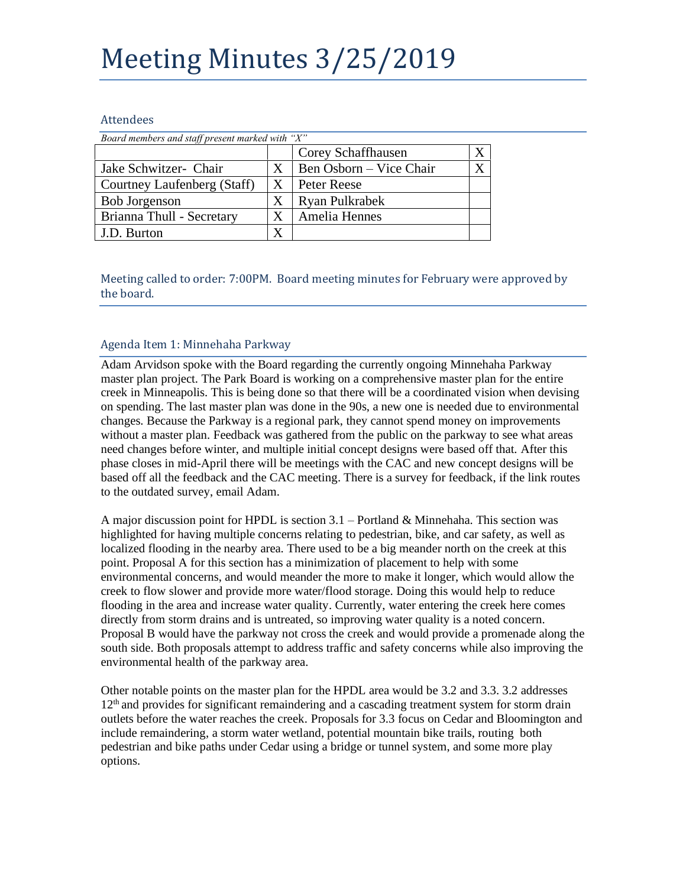# Meeting Minutes 3/25/2019

## Attendees

*Board members and staff present marked with "X"*

| | | | |
|---|---|---|---|
| | | Corey Schaffhausen | X |
| Jake Schwitzer- Chair | X | Ben Osborn – Vice Chair | X |
| Courtney Laufenberg (Staff) | X | Peter Reese | |
| Bob Jorgenson | X | Ryan Pulkrabek | |
| Brianna Thull - Secretary | X | Amelia Hennes | |
| J.D. Burton | X | | |

## Meeting called to order: 7:00PM. Board meeting minutes for February were approved by the board.

### Agenda Item 1: Minnehaha Parkway

Adam Arvidson spoke with the Board regarding the currently ongoing Minnehaha Parkway master plan project. The Park Board is working on a comprehensive master plan for the entire creek in Minneapolis. This is being done so that there will be a coordinated vision when devising on spending. The last master plan was done in the 90s, a new one is needed due to environmental changes. Because the Parkway is a regional park, they cannot spend money on improvements without a master plan. Feedback was gathered from the public on the parkway to see what areas need changes before winter, and multiple initial concept designs were based off that. After this phase closes in mid-April there will be meetings with the CAC and new concept designs will be based off all the feedback and the CAC meeting. There is a survey for feedback, if the link routes to the outdated survey, email Adam.

A major discussion point for HPDL is section 3.1 – Portland & Minnehaha. This section was highlighted for having multiple concerns relating to pedestrian, bike, and car safety, as well as localized flooding in the nearby area. There used to be a big meander north on the creek at this point. Proposal A for this section has a minimization of placement to help with some environmental concerns, and would meander the more to make it longer, which would allow the creek to flow slower and provide more water/flood storage. Doing this would help to reduce flooding in the area and increase water quality. Currently, water entering the creek here comes directly from storm drains and is untreated, so improving water quality is a noted concern. Proposal B would have the parkway not cross the creek and would provide a promenade along the south side. Both proposals attempt to address traffic and safety concerns while also improving the environmental health of the parkway area.

Other notable points on the master plan for the HPDL area would be 3.2 and 3.3. 3.2 addresses 12th and provides for significant remaindering and a cascading treatment system for storm drain outlets before the water reaches the creek. Proposals for 3.3 focus on Cedar and Bloomington and include remaindering, a storm water wetland, potential mountain bike trails, routing both pedestrian and bike paths under Cedar using a bridge or tunnel system, and some more play options.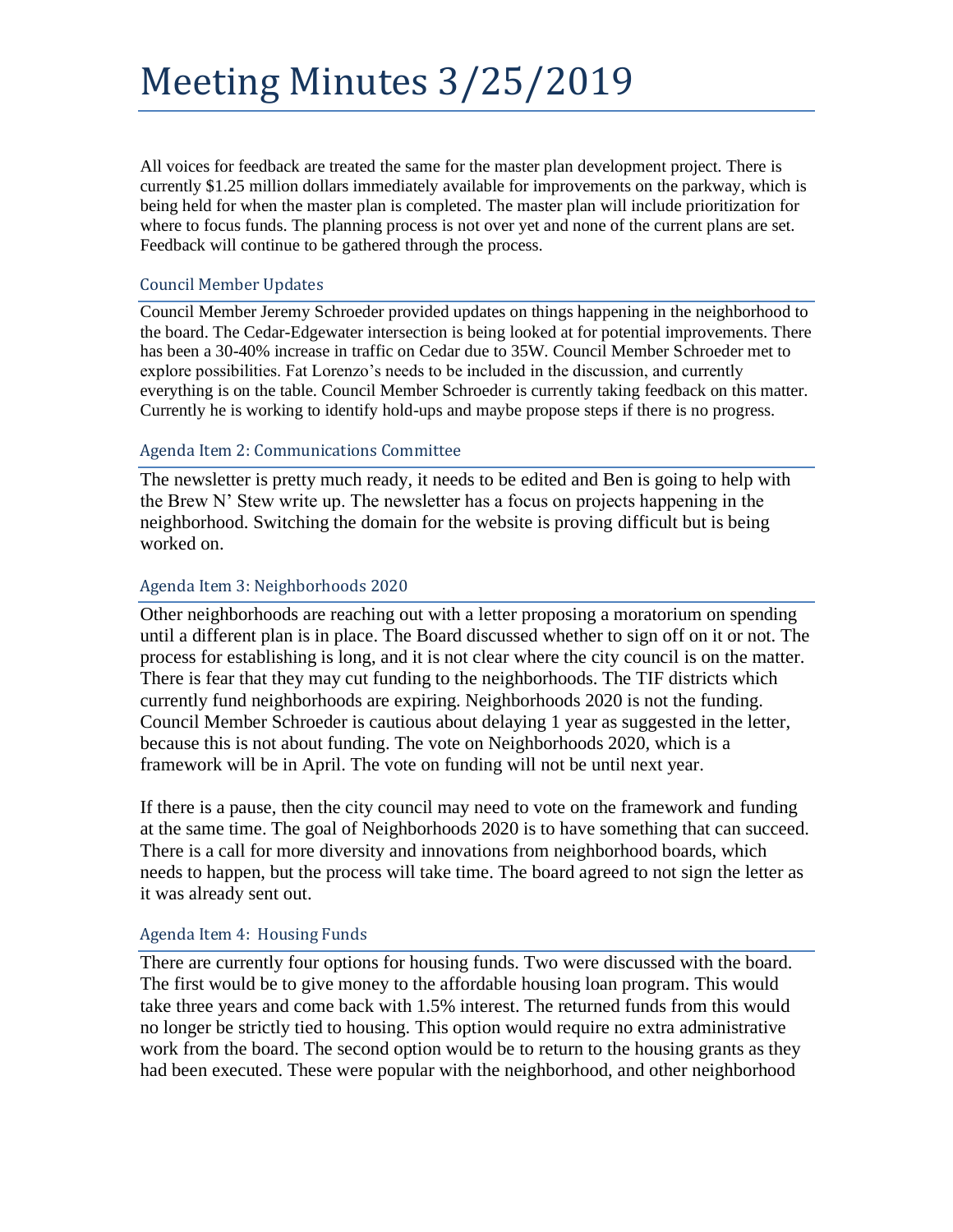# Meeting Minutes 3/25/2019

All voices for feedback are treated the same for the master plan development project. There is currently $1.25 million dollars immediately available for improvements on the parkway, which is being held for when the master plan is completed. The master plan will include prioritization for where to focus funds. The planning process is not over yet and none of the current plans are set. Feedback will continue to be gathered through the process.

### Council Member Updates

Council Member Jeremy Schroeder provided updates on things happening in the neighborhood to the board. The Cedar-Edgewater intersection is being looked at for potential improvements. There has been a 30-40% increase in traffic on Cedar due to 35W. Council Member Schroeder met to explore possibilities. Fat Lorenzo's needs to be included in the discussion, and currently everything is on the table. Council Member Schroeder is currently taking feedback on this matter. Currently he is working to identify hold-ups and maybe propose steps if there is no progress.

### Agenda Item 2: Communications Committee

The newsletter is pretty much ready, it needs to be edited and Ben is going to help with the Brew N' Stew write up. The newsletter has a focus on projects happening in the neighborhood. Switching the domain for the website is proving difficult but is being worked on.

### Agenda Item 3: Neighborhoods 2020

Other neighborhoods are reaching out with a letter proposing a moratorium on spending until a different plan is in place. The Board discussed whether to sign off on it or not. The process for establishing is long, and it is not clear where the city council is on the matter. There is fear that they may cut funding to the neighborhoods. The TIF districts which currently fund neighborhoods are expiring. Neighborhoods 2020 is not the funding. Council Member Schroeder is cautious about delaying 1 year as suggested in the letter, because this is not about funding. The vote on Neighborhoods 2020, which is a framework will be in April. The vote on funding will not be until next year.

If there is a pause, then the city council may need to vote on the framework and funding at the same time. The goal of Neighborhoods 2020 is to have something that can succeed. There is a call for more diversity and innovations from neighborhood boards, which needs to happen, but the process will take time. The board agreed to not sign the letter as it was already sent out.

### Agenda Item 4: Housing Funds

There are currently four options for housing funds. Two were discussed with the board. The first would be to give money to the affordable housing loan program. This would take three years and come back with 1.5% interest. The returned funds from this would no longer be strictly tied to housing. This option would require no extra administrative work from the board. The second option would be to return to the housing grants as they had been executed. These were popular with the neighborhood, and other neighborhood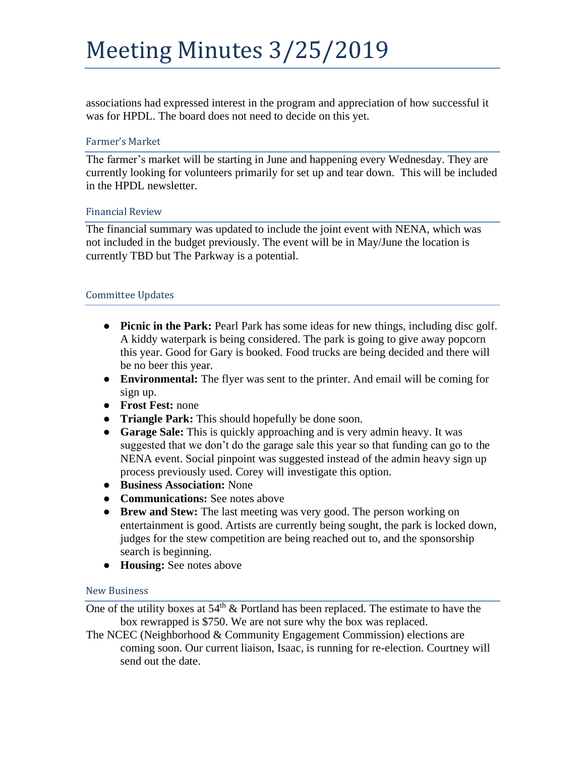associations had expressed interest in the program and appreciation of how successful it was for HPDL. The board does not need to decide on this yet.

### Farmer's Market

The farmer's market will be starting in June and happening every Wednesday. They are currently looking for volunteers primarily for set up and tear down. This will be included in the HPDL newsletter.

### Financial Review

The financial summary was updated to include the joint event with NENA, which was not included in the budget previously. The event will be in May/June the location is currently TBD but The Parkway is a potential.

### Committee Updates

- **Picnic in the Park:** Pearl Park has some ideas for new things, including disc golf. A kiddy waterpark is being considered. The park is going to give away popcorn this year. Good for Gary is booked. Food trucks are being decided and there will be no beer this year.
- **Environmental:** The flyer was sent to the printer. And email will be coming for sign up.
- **Frost Fest:** none
- **Triangle Park:** This should hopefully be done soon.
- **Garage Sale:** This is quickly approaching and is very admin heavy. It was suggested that we don't do the garage sale this year so that funding can go to the NENA event. Social pinpoint was suggested instead of the admin heavy sign up process previously used. Corey will investigate this option.
- **Business Association:** None
- **Communications:** See notes above
- **Brew and Stew:** The last meeting was very good. The person working on entertainment is good. Artists are currently being sought, the park is locked down, judges for the stew competition are being reached out to, and the sponsorship search is beginning.
- **Housing:** See notes above

### New Business

One of the utility boxes at 54th & Portland has been replaced. The estimate to have the box rewrapped is $750. We are not sure why the box was replaced.

The NCEC (Neighborhood & Community Engagement Commission) elections are coming soon. Our current liaison, Isaac, is running for re-election. Courtney will send out the date.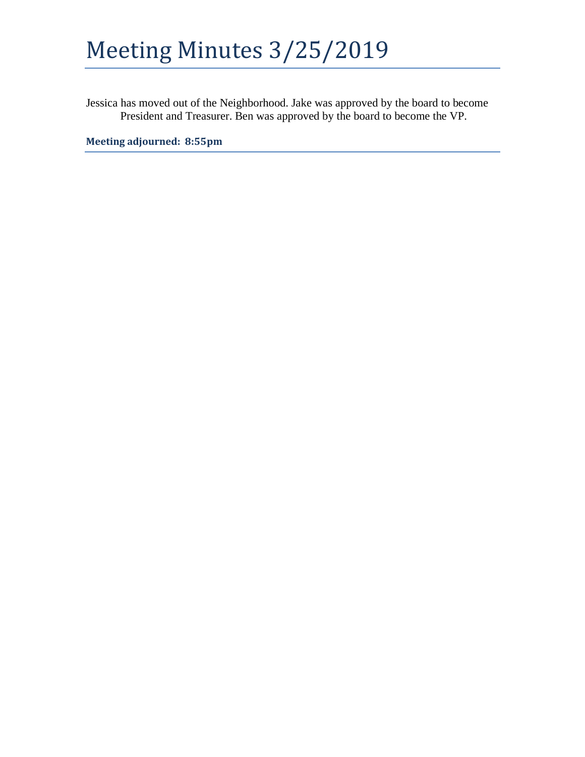# Meeting Minutes 3/25/2019

Jessica has moved out of the Neighborhood. Jake was approved by the board to become President and Treasurer. Ben was approved by the board to become the VP.

**Meeting adjourned: 8:55pm**